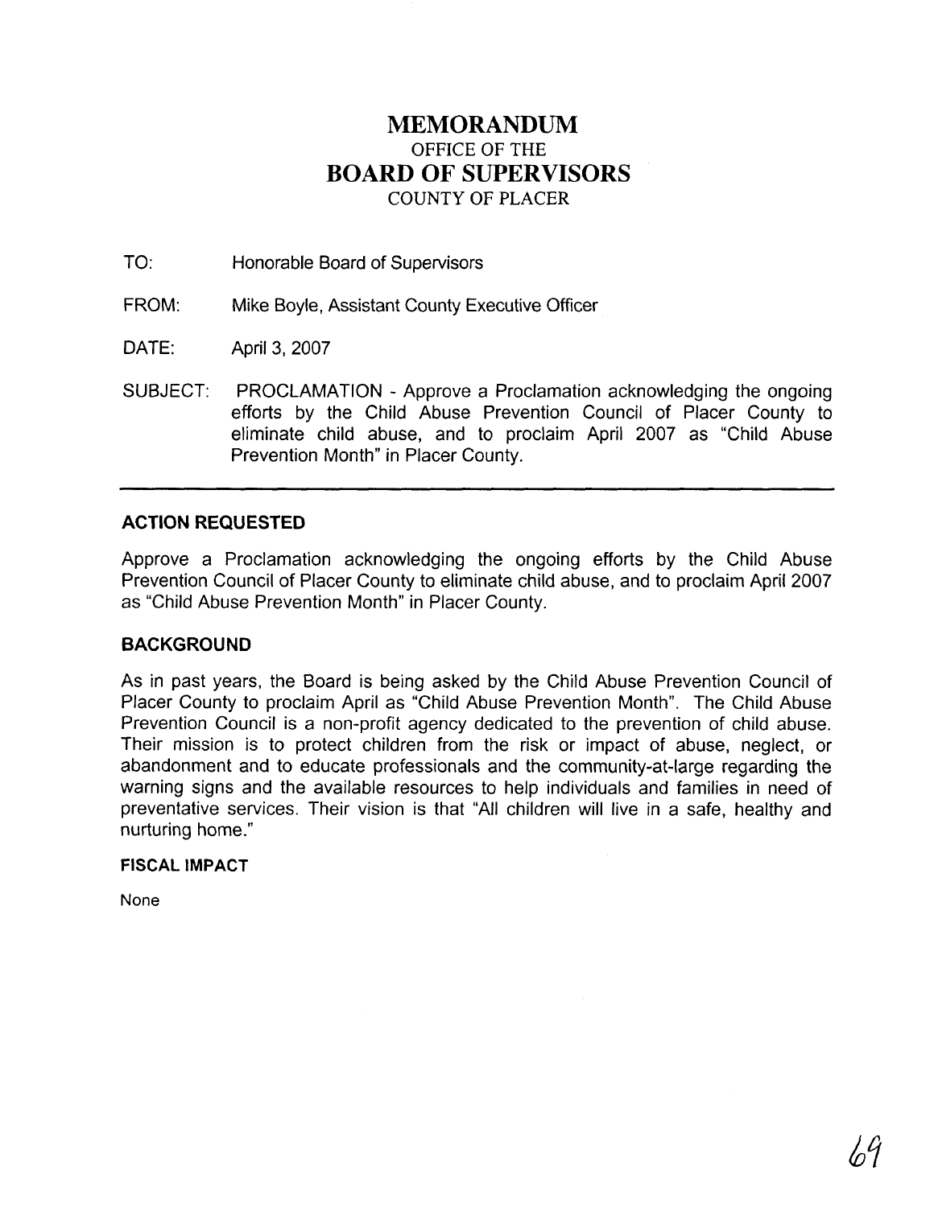# MEMORANDUM

OFFICE OF THE

# BOARD OF SUPERVISORS

COUNTY OF PLACER

TO: Honorable Board of Supervisors

FROM: Mike Boyle, Assistant County Executive Officer

DATE: April 3, 2007

SUBJECT: PROCLAMATION - Approve a Proclamation acknowledging the ongoing efforts by the Child Abuse Prevention Council of Placer County to eliminate child abuse, and to proclaim April 2007 as "Child Abuse Prevention Month" in Placer County.

---

## ACTION REQUESTED

Approve a Proclamation acknowledging the ongoing efforts by the Child Abuse Prevention Council of Placer County to eliminate child abuse, and to proclaim April 2007 as "Child Abuse Prevention Month" in Placer County.

## BACKGROUND

As in past years, the Board is being asked by the Child Abuse Prevention Council of Placer County to proclaim April as "Child Abuse Prevention Month". The Child Abuse Prevention Council is a non-profit agency dedicated to the prevention of child abuse. Their mission is to protect children from the risk or impact of abuse, neglect, or abandonment and to educate professionals and the community-at-large regarding the warning signs and the available resources to help individuals and families in need of preventative services. Their vision is that "All children will live in a safe, healthy and nurturing home."

### FISCAL IMPACT

None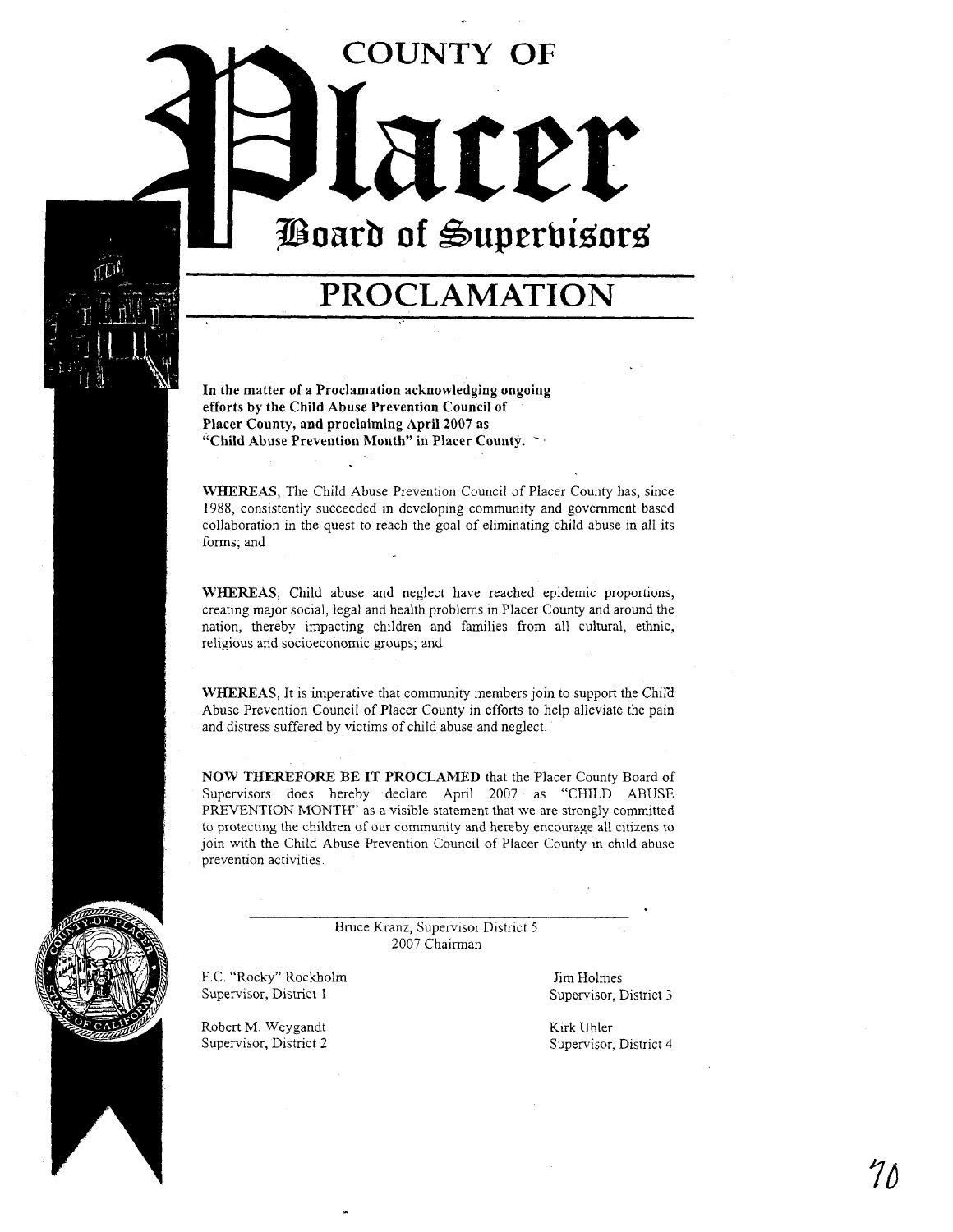# COUNTY OF Placer

## Board of Supervisors

## PROCLAMATION

**In the matter of a Proclamation acknowledging ongoing efforts by the Child Abuse Prevention Council of Placer County, and proclaiming April 2007 as "Child Abuse Prevention Month" in Placer County.**

**WHEREAS**, The Child Abuse Prevention Council of Placer County has, since 1988, consistently succeeded in developing community and government based collaboration in the quest to reach the goal of eliminating child abuse in all its forms; and

**WHEREAS**, Child abuse and neglect have reached epidemic proportions, creating major social, legal and health problems in Placer County and around the nation, thereby impacting children and families from all cultural, ethnic, religious and socioeconomic groups; and

**WHEREAS**, It is imperative that community members join to support the Child Abuse Prevention Council of Placer County in efforts to help alleviate the pain and distress suffered by victims of child abuse and neglect.

**NOW THEREFORE BE IT PROCLAMED** that the Placer County Board of Supervisors does hereby declare April 2007 as "CHILD ABUSE PREVENTION MONTH" as a visible statement that we are strongly committed to protecting the children of our community and hereby encourage all citizens to join with the Child Abuse Prevention Council of Placer County in child abuse prevention activities.

Bruce Kranz, Supervisor District 5
2007 Chairman

F.C. "Rocky" Rockholm
Supervisor, District 1

Robert M. Weygandt
Supervisor, District 2

Jim Holmes
Supervisor, District 3

Kirk Uhler
Supervisor, District 4